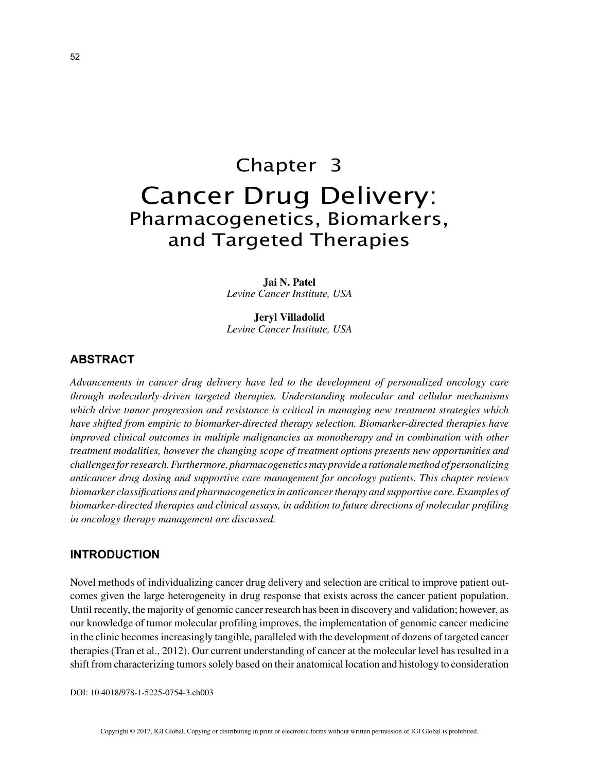# Chapter 3

# Cancer Drug Delivery:

## Pharmacogenetics, Biomarkers, and Targeted Therapies

**Jai N. Patel**
*Levine Cancer Institute, USA*

**Jeryl Villadolid**
*Levine Cancer Institute, USA*

## ABSTRACT

*Advancements in cancer drug delivery have led to the development of personalized oncology care through molecularly-driven targeted therapies. Understanding molecular and cellular mechanisms which drive tumor progression and resistance is critical in managing new treatment strategies which have shifted from empiric to biomarker-directed therapy selection. Biomarker-directed therapies have improved clinical outcomes in multiple malignancies as monotherapy and in combination with other treatment modalities, however the changing scope of treatment options presents new opportunities and challenges for research. Furthermore, pharmacogenetics may provide a rationale method of personalizing anticancer drug dosing and supportive care management for oncology patients. This chapter reviews biomarker classifications and pharmacogenetics in anticancer therapy and supportive care. Examples of biomarker-directed therapies and clinical assays, in addition to future directions of molecular profiling in oncology therapy management are discussed.*

## INTRODUCTION

Novel methods of individualizing cancer drug delivery and selection are critical to improve patient outcomes given the large heterogeneity in drug response that exists across the cancer patient population. Until recently, the majority of genomic cancer research has been in discovery and validation; however, as our knowledge of tumor molecular profiling improves, the implementation of genomic cancer medicine in the clinic becomes increasingly tangible, paralleled with the development of dozens of targeted cancer therapies (Tran et al., 2012). Our current understanding of cancer at the molecular level has resulted in a shift from characterizing tumors solely based on their anatomical location and histology to consideration

DOI: 10.4018/978-1-5225-0754-3.ch003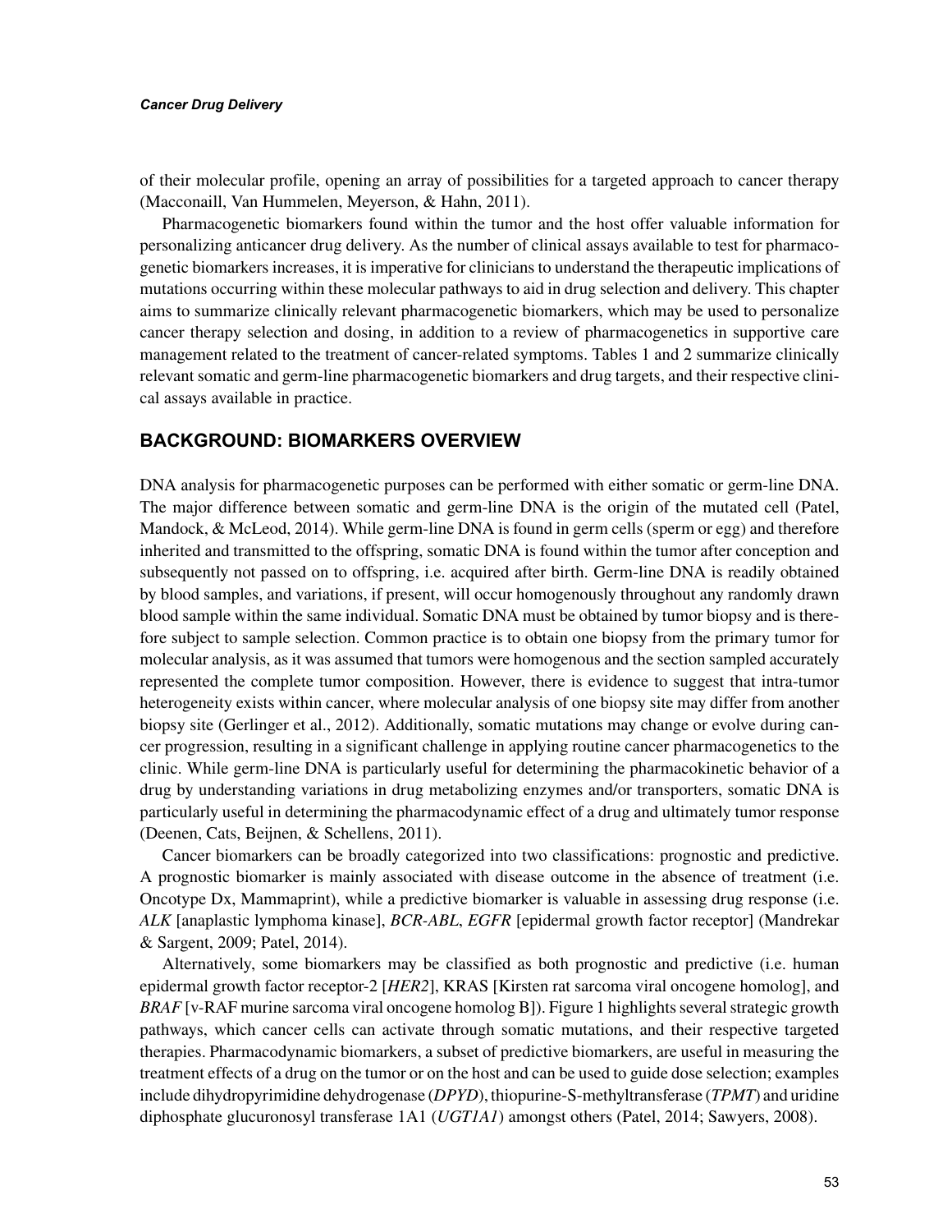of their molecular profile, opening an array of possibilities for a targeted approach to cancer therapy (Macconaill, Van Hummelen, Meyerson, & Hahn, 2011).

Pharmacogenetic biomarkers found within the tumor and the host offer valuable information for personalizing anticancer drug delivery. As the number of clinical assays available to test for pharmacogenetic biomarkers increases, it is imperative for clinicians to understand the therapeutic implications of mutations occurring within these molecular pathways to aid in drug selection and delivery. This chapter aims to summarize clinically relevant pharmacogenetic biomarkers, which may be used to personalize cancer therapy selection and dosing, in addition to a review of pharmacogenetics in supportive care management related to the treatment of cancer-related symptoms. Tables 1 and 2 summarize clinically relevant somatic and germ-line pharmacogenetic biomarkers and drug targets, and their respective clinical assays available in practice.

## BACKGROUND: BIOMARKERS OVERVIEW

DNA analysis for pharmacogenetic purposes can be performed with either somatic or germ-line DNA. The major difference between somatic and germ-line DNA is the origin of the mutated cell (Patel, Mandock, & McLeod, 2014). While germ-line DNA is found in germ cells (sperm or egg) and therefore inherited and transmitted to the offspring, somatic DNA is found within the tumor after conception and subsequently not passed on to offspring, i.e. acquired after birth. Germ-line DNA is readily obtained by blood samples, and variations, if present, will occur homogenously throughout any randomly drawn blood sample within the same individual. Somatic DNA must be obtained by tumor biopsy and is therefore subject to sample selection. Common practice is to obtain one biopsy from the primary tumor for molecular analysis, as it was assumed that tumors were homogenous and the section sampled accurately represented the complete tumor composition. However, there is evidence to suggest that intra-tumor heterogeneity exists within cancer, where molecular analysis of one biopsy site may differ from another biopsy site (Gerlinger et al., 2012). Additionally, somatic mutations may change or evolve during cancer progression, resulting in a significant challenge in applying routine cancer pharmacogenetics to the clinic. While germ-line DNA is particularly useful for determining the pharmacokinetic behavior of a drug by understanding variations in drug metabolizing enzymes and/or transporters, somatic DNA is particularly useful in determining the pharmacodynamic effect of a drug and ultimately tumor response (Deenen, Cats, Beijnen, & Schellens, 2011).

Cancer biomarkers can be broadly categorized into two classifications: prognostic and predictive. A prognostic biomarker is mainly associated with disease outcome in the absence of treatment (i.e. Oncotype Dx, Mammaprint), while a predictive biomarker is valuable in assessing drug response (i.e. *ALK* [anaplastic lymphoma kinase], *BCR-ABL*, *EGFR* [epidermal growth factor receptor] (Mandrekar & Sargent, 2009; Patel, 2014).

Alternatively, some biomarkers may be classified as both prognostic and predictive (i.e. human epidermal growth factor receptor-2 [*HER2*], KRAS [Kirsten rat sarcoma viral oncogene homolog], and *BRAF* [v-RAF murine sarcoma viral oncogene homolog B]). Figure 1 highlights several strategic growth pathways, which cancer cells can activate through somatic mutations, and their respective targeted therapies. Pharmacodynamic biomarkers, a subset of predictive biomarkers, are useful in measuring the treatment effects of a drug on the tumor or on the host and can be used to guide dose selection; examples include dihydropyrimidine dehydrogenase (*DPYD*), thiopurine-S-methyltransferase (*TPMT*) and uridine diphosphate glucuronosyl transferase 1A1 (*UGT1A1*) amongst others (Patel, 2014; Sawyers, 2008).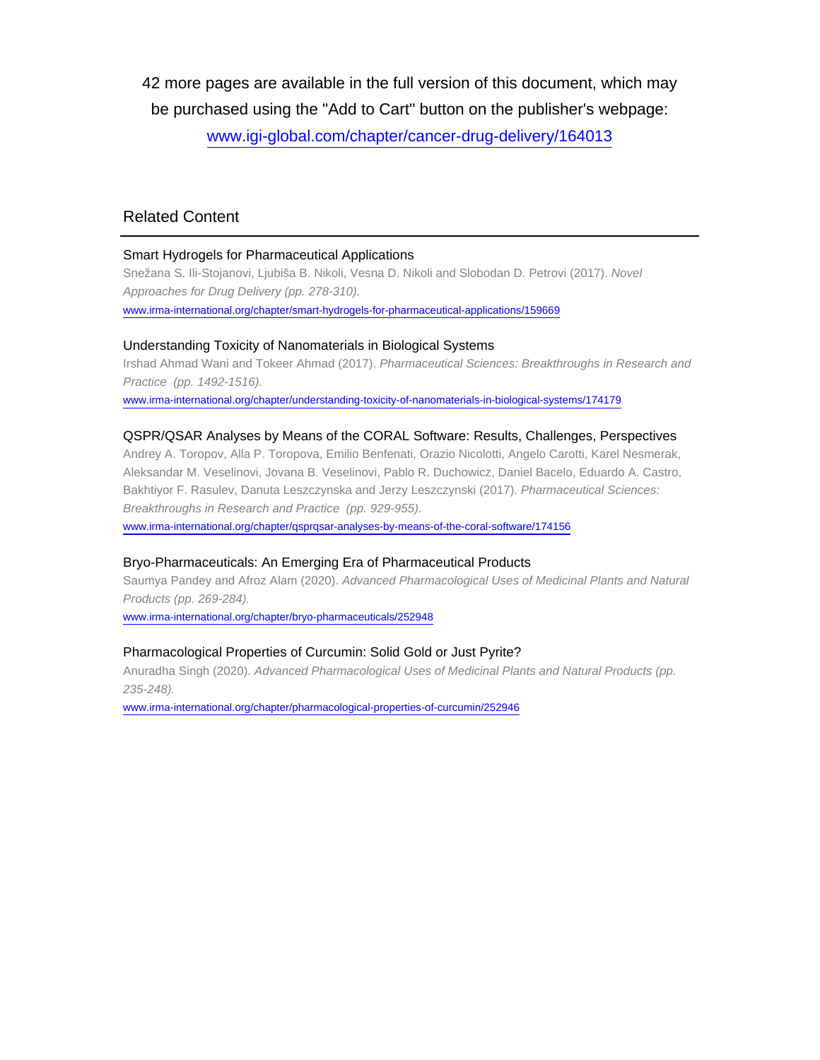42 more pages are available in the full version of this document, which may be purchased using the "Add to Cart" button on the publisher's webpage: www.igi-global.com/chapter/cancer-drug-delivery/164013

## Related Content

Smart Hydrogels for Pharmaceutical Applications
Snežana S. Ili-Stojanovi, Ljubiša B. Nikoli, Vesna D. Nikoli and Slobodan D. Petrovi (2017). *Novel Approaches for Drug Delivery (pp. 278-310).*
www.irma-international.org/chapter/smart-hydrogels-for-pharmaceutical-applications/159669

Understanding Toxicity of Nanomaterials in Biological Systems
Irshad Ahmad Wani and Tokeer Ahmad (2017). *Pharmaceutical Sciences: Breakthroughs in Research and Practice (pp. 1492-1516).*
www.irma-international.org/chapter/understanding-toxicity-of-nanomaterials-in-biological-systems/174179

QSPR/QSAR Analyses by Means of the CORAL Software: Results, Challenges, Perspectives
Andrey A. Toropov, Alla P. Toropova, Emilio Benfenati, Orazio Nicolotti, Angelo Carotti, Karel Nesmerak, Aleksandar M. Veselinovi, Jovana B. Veselinovi, Pablo R. Duchowicz, Daniel Bacelo, Eduardo A. Castro, Bakhtiyor F. Rasulev, Danuta Leszczynska and Jerzy Leszczynski (2017). *Pharmaceutical Sciences: Breakthroughs in Research and Practice (pp. 929-955).*
www.irma-international.org/chapter/qsprqsar-analyses-by-means-of-the-coral-software/174156

Bryo-Pharmaceuticals: An Emerging Era of Pharmaceutical Products
Saumya Pandey and Afroz Alam (2020). *Advanced Pharmacological Uses of Medicinal Plants and Natural Products (pp. 269-284).*
www.irma-international.org/chapter/bryo-pharmaceuticals/252948

Pharmacological Properties of Curcumin: Solid Gold or Just Pyrite?
Anuradha Singh (2020). *Advanced Pharmacological Uses of Medicinal Plants and Natural Products (pp. 235-248).*
www.irma-international.org/chapter/pharmacological-properties-of-curcumin/252946